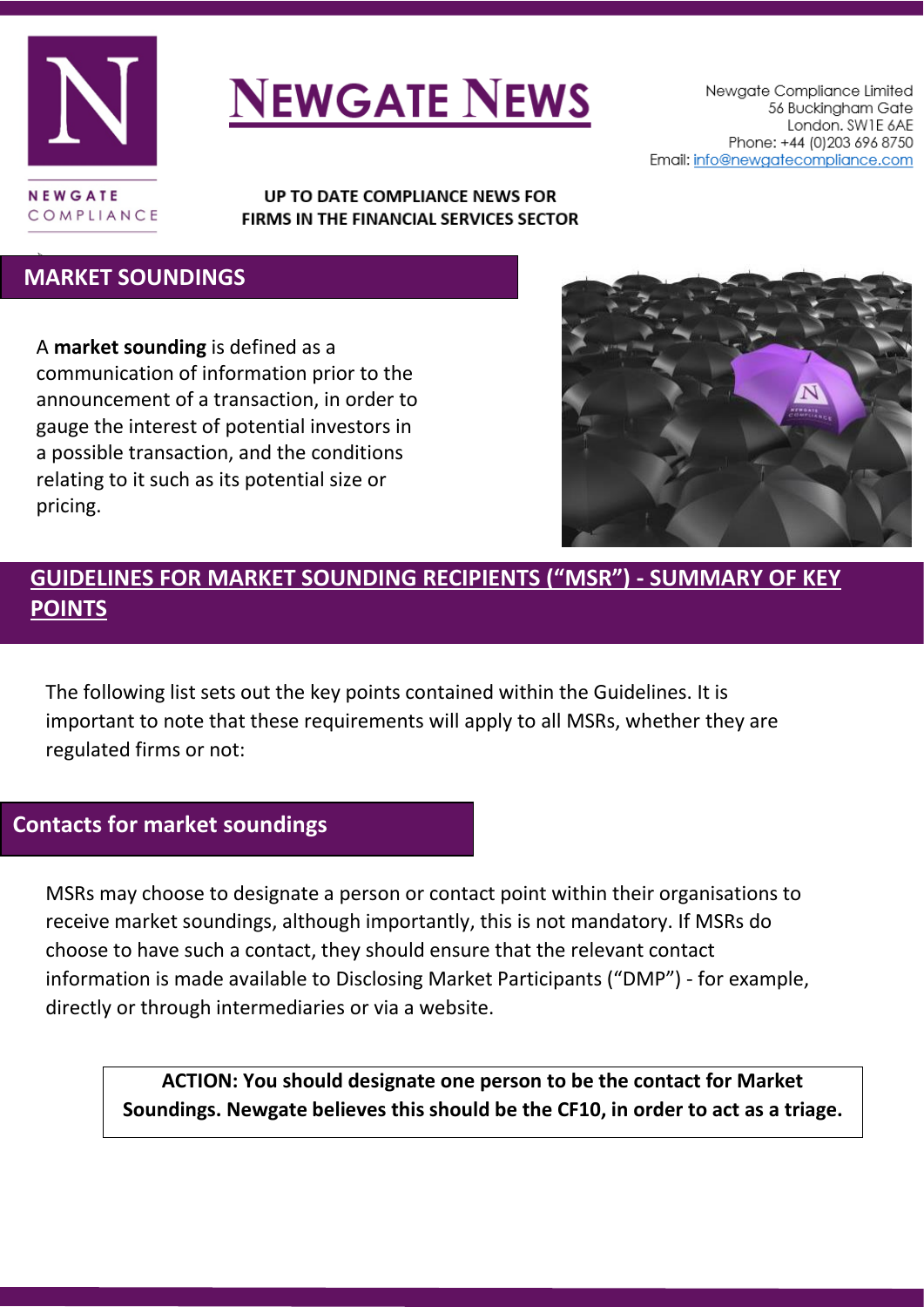# NEWGATE NEWS

Newgate Compliance Limited
56 Buckingham Gate
London. SW1E 6AE
Phone: +44 (0)203 696 8750
Email: info@newgatecompliance.com

**UP TO DATE COMPLIANCE NEWS FOR FIRMS IN THE FINANCIAL SERVICES SECTOR**

## MARKET SOUNDINGS

A **market sounding** is defined as a communication of information prior to the announcement of a transaction, in order to gauge the interest of potential investors in a possible transaction, and the conditions relating to it such as its potential size or pricing.

## GUIDELINES FOR MARKET SOUNDING RECIPIENTS ("MSR") - SUMMARY OF KEY POINTS

The following list sets out the key points contained within the Guidelines. It is important to note that these requirements will apply to all MSRs, whether they are regulated firms or not:

### Contacts for market soundings

MSRs may choose to designate a person or contact point within their organisations to receive market soundings, although importantly, this is not mandatory. If MSRs do choose to have such a contact, they should ensure that the relevant contact information is made available to Disclosing Market Participants ("DMP") - for example, directly or through intermediaries or via a website.

**ACTION: You should designate one person to be the contact for Market Soundings. Newgate believes this should be the CF10, in order to act as a triage.**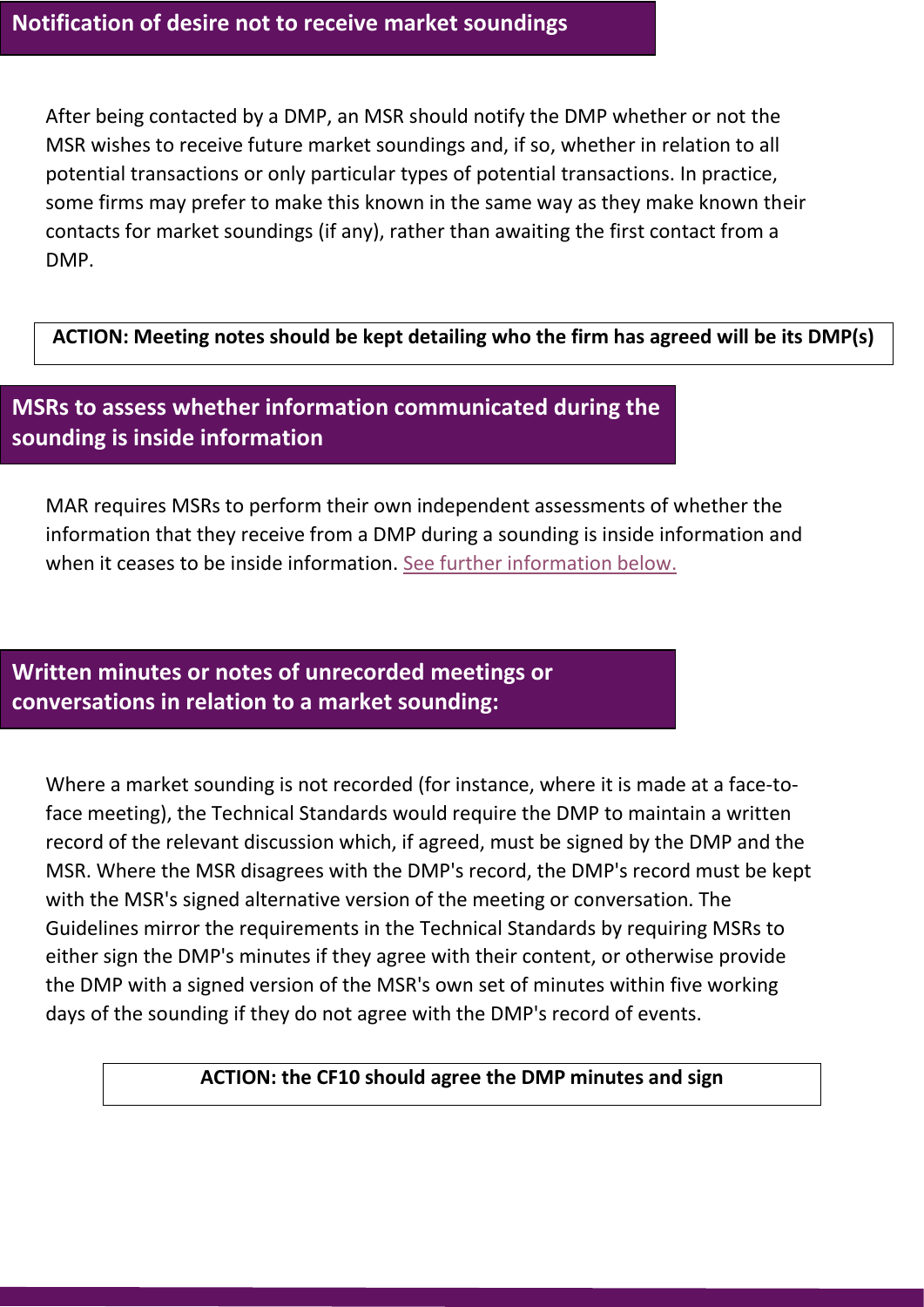## Notification of desire not to receive market soundings

After being contacted by a DMP, an MSR should notify the DMP whether or not the MSR wishes to receive future market soundings and, if so, whether in relation to all potential transactions or only particular types of potential transactions. In practice, some firms may prefer to make this known in the same way as they make known their contacts for market soundings (if any), rather than awaiting the first contact from a DMP.

**ACTION: Meeting notes should be kept detailing who the firm has agreed will be its DMP(s)**

## MSRs to assess whether information communicated during the sounding is inside information

MAR requires MSRs to perform their own independent assessments of whether the information that they receive from a DMP during a sounding is inside information and when it ceases to be inside information. See further information below.

## Written minutes or notes of unrecorded meetings or conversations in relation to a market sounding:

Where a market sounding is not recorded (for instance, where it is made at a face-to-face meeting), the Technical Standards would require the DMP to maintain a written record of the relevant discussion which, if agreed, must be signed by the DMP and the MSR. Where the MSR disagrees with the DMP's record, the DMP's record must be kept with the MSR's signed alternative version of the meeting or conversation. The Guidelines mirror the requirements in the Technical Standards by requiring MSRs to either sign the DMP's minutes if they agree with their content, or otherwise provide the DMP with a signed version of the MSR's own set of minutes within five working days of the sounding if they do not agree with the DMP's record of events.

**ACTION: the CF10 should agree the DMP minutes and sign**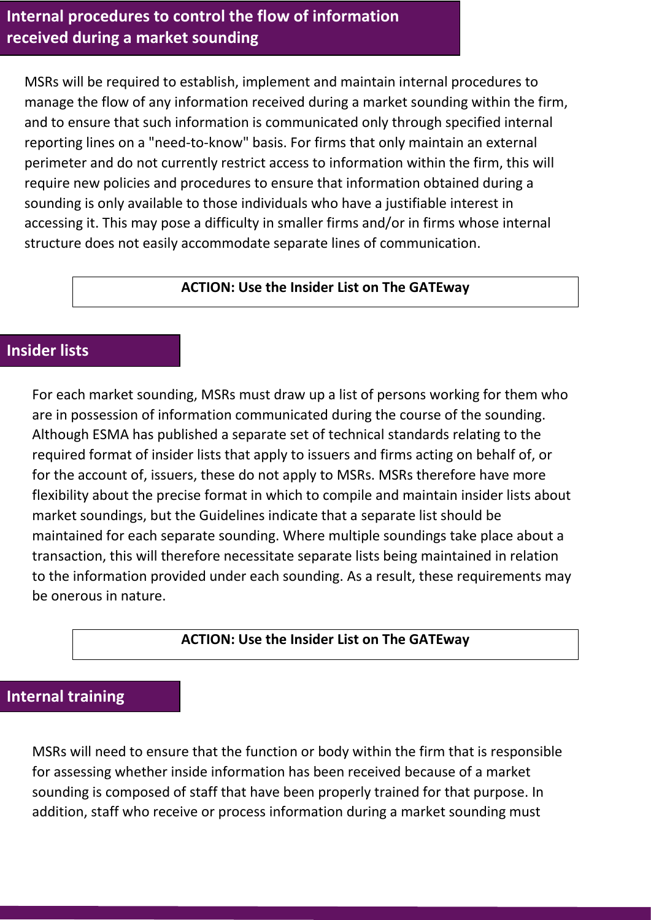## Internal procedures to control the flow of information received during a market sounding

MSRs will be required to establish, implement and maintain internal procedures to manage the flow of any information received during a market sounding within the firm, and to ensure that such information is communicated only through specified internal reporting lines on a "need-to-know" basis. For firms that only maintain an external perimeter and do not currently restrict access to information within the firm, this will require new policies and procedures to ensure that information obtained during a sounding is only available to those individuals who have a justifiable interest in accessing it. This may pose a difficulty in smaller firms and/or in firms whose internal structure does not easily accommodate separate lines of communication.

**ACTION: Use the Insider List on The GATEway**

## Insider lists

For each market sounding, MSRs must draw up a list of persons working for them who are in possession of information communicated during the course of the sounding. Although ESMA has published a separate set of technical standards relating to the required format of insider lists that apply to issuers and firms acting on behalf of, or for the account of, issuers, these do not apply to MSRs. MSRs therefore have more flexibility about the precise format in which to compile and maintain insider lists about market soundings, but the Guidelines indicate that a separate list should be maintained for each separate sounding. Where multiple soundings take place about a transaction, this will therefore necessitate separate lists being maintained in relation to the information provided under each sounding. As a result, these requirements may be onerous in nature.

**ACTION: Use the Insider List on The GATEway**

## Internal training

MSRs will need to ensure that the function or body within the firm that is responsible for assessing whether inside information has been received because of a market sounding is composed of staff that have been properly trained for that purpose. In addition, staff who receive or process information during a market sounding must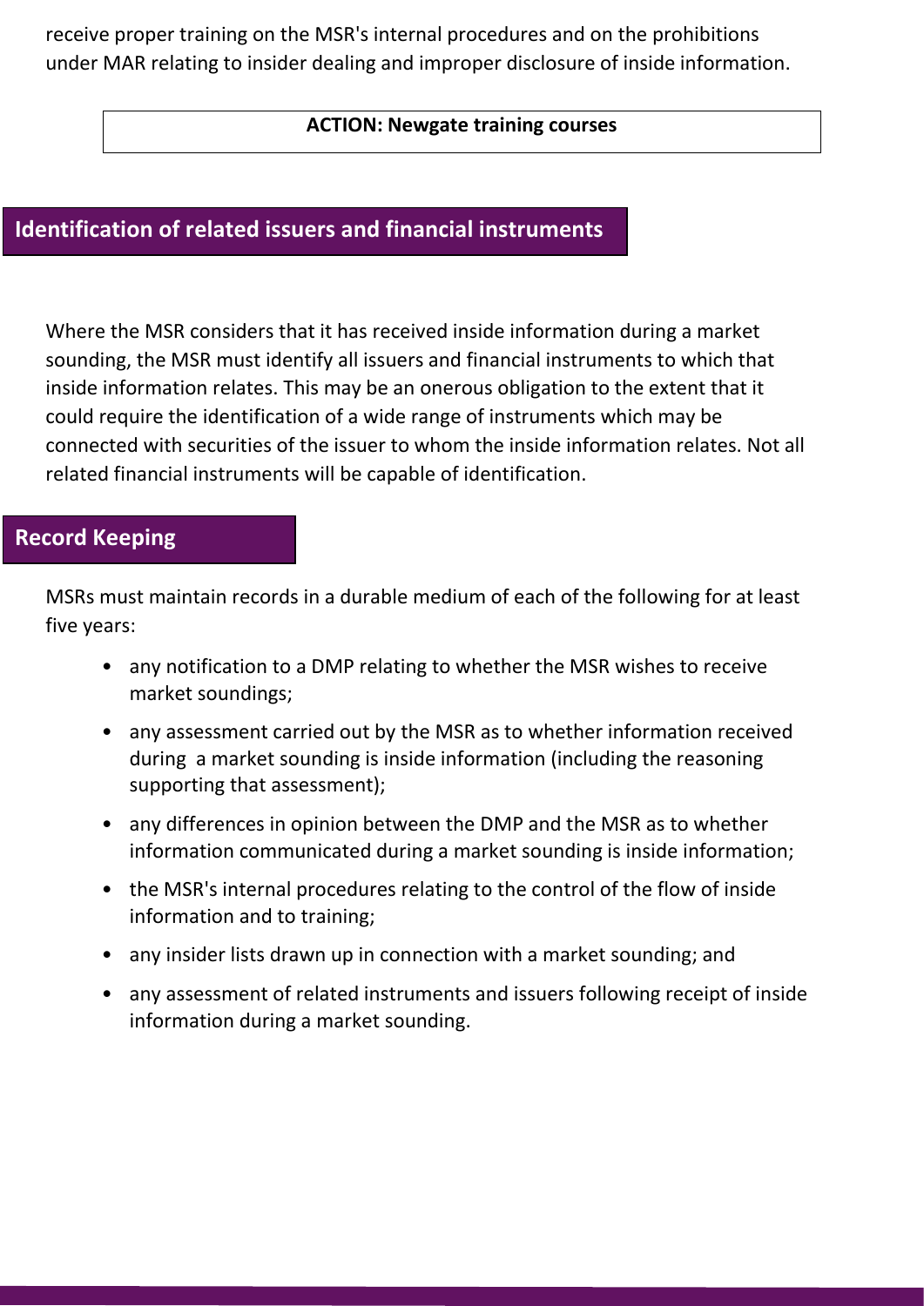receive proper training on the MSR's internal procedures and on the prohibitions under MAR relating to insider dealing and improper disclosure of inside information.

**ACTION: Newgate training courses**

## Identification of related issuers and financial instruments

Where the MSR considers that it has received inside information during a market sounding, the MSR must identify all issuers and financial instruments to which that inside information relates. This may be an onerous obligation to the extent that it could require the identification of a wide range of instruments which may be connected with securities of the issuer to whom the inside information relates. Not all related financial instruments will be capable of identification.

## Record Keeping

MSRs must maintain records in a durable medium of each of the following for at least five years:

- any notification to a DMP relating to whether the MSR wishes to receive market soundings;
- any assessment carried out by the MSR as to whether information received during a market sounding is inside information (including the reasoning supporting that assessment);
- any differences in opinion between the DMP and the MSR as to whether information communicated during a market sounding is inside information;
- the MSR's internal procedures relating to the control of the flow of inside information and to training;
- any insider lists drawn up in connection with a market sounding; and
- any assessment of related instruments and issuers following receipt of inside information during a market sounding.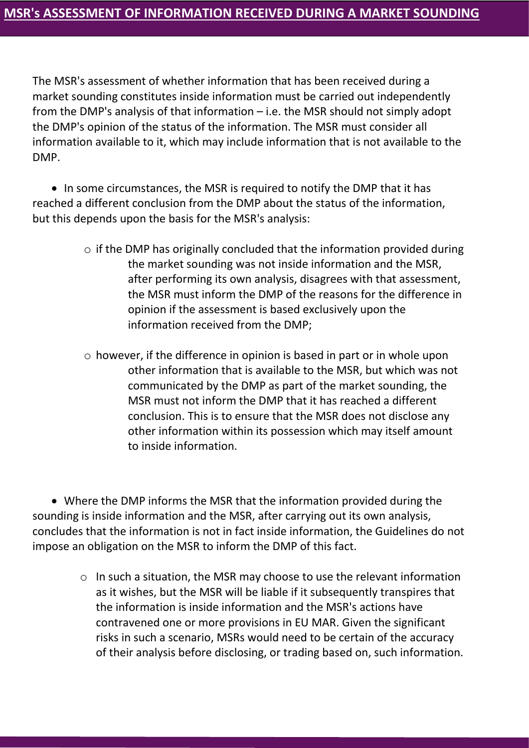## MSR's ASSESSMENT OF INFORMATION RECEIVED DURING A MARKET SOUNDING

The MSR's assessment of whether information that has been received during a market sounding constitutes inside information must be carried out independently from the DMP's analysis of that information – i.e. the MSR should not simply adopt the DMP's opinion of the status of the information. The MSR must consider all information available to it, which may include information that is not available to the DMP.

- In some circumstances, the MSR is required to notify the DMP that it has reached a different conclusion from the DMP about the status of the information, but this depends upon the basis for the MSR's analysis:
  - if the DMP has originally concluded that the information provided during the market sounding was not inside information and the MSR, after performing its own analysis, disagrees with that assessment, the MSR must inform the DMP of the reasons for the difference in opinion if the assessment is based exclusively upon the information received from the DMP;
  - however, if the difference in opinion is based in part or in whole upon other information that is available to the MSR, but which was not communicated by the DMP as part of the market sounding, the MSR must not inform the DMP that it has reached a different conclusion. This is to ensure that the MSR does not disclose any other information within its possession which may itself amount to inside information.

- Where the DMP informs the MSR that the information provided during the sounding is inside information and the MSR, after carrying out its own analysis, concludes that the information is not in fact inside information, the Guidelines do not impose an obligation on the MSR to inform the DMP of this fact.
  - In such a situation, the MSR may choose to use the relevant information as it wishes, but the MSR will be liable if it subsequently transpires that the information is inside information and the MSR's actions have contravened one or more provisions in EU MAR. Given the significant risks in such a scenario, MSRs would need to be certain of the accuracy of their analysis before disclosing, or trading based on, such information.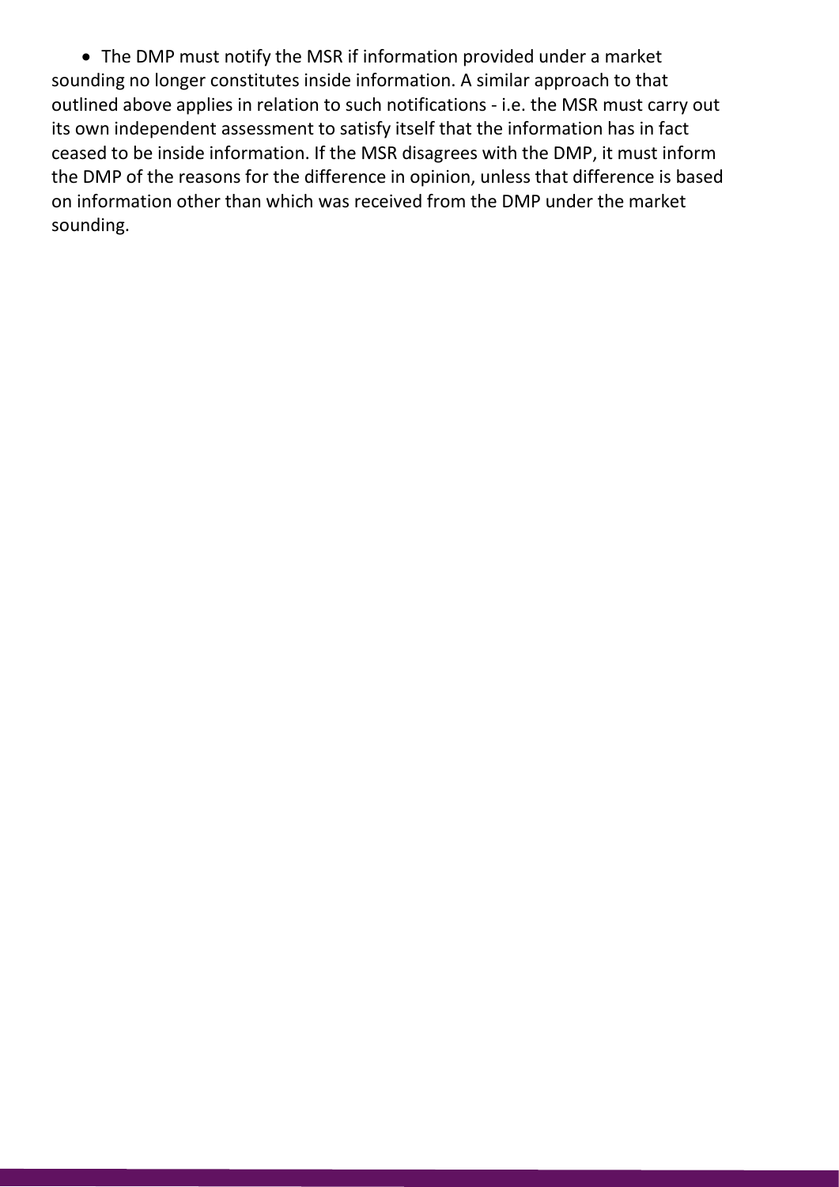- The DMP must notify the MSR if information provided under a market sounding no longer constitutes inside information. A similar approach to that outlined above applies in relation to such notifications - i.e. the MSR must carry out its own independent assessment to satisfy itself that the information has in fact ceased to be inside information. If the MSR disagrees with the DMP, it must inform the DMP of the reasons for the difference in opinion, unless that difference is based on information other than which was received from the DMP under the market sounding.